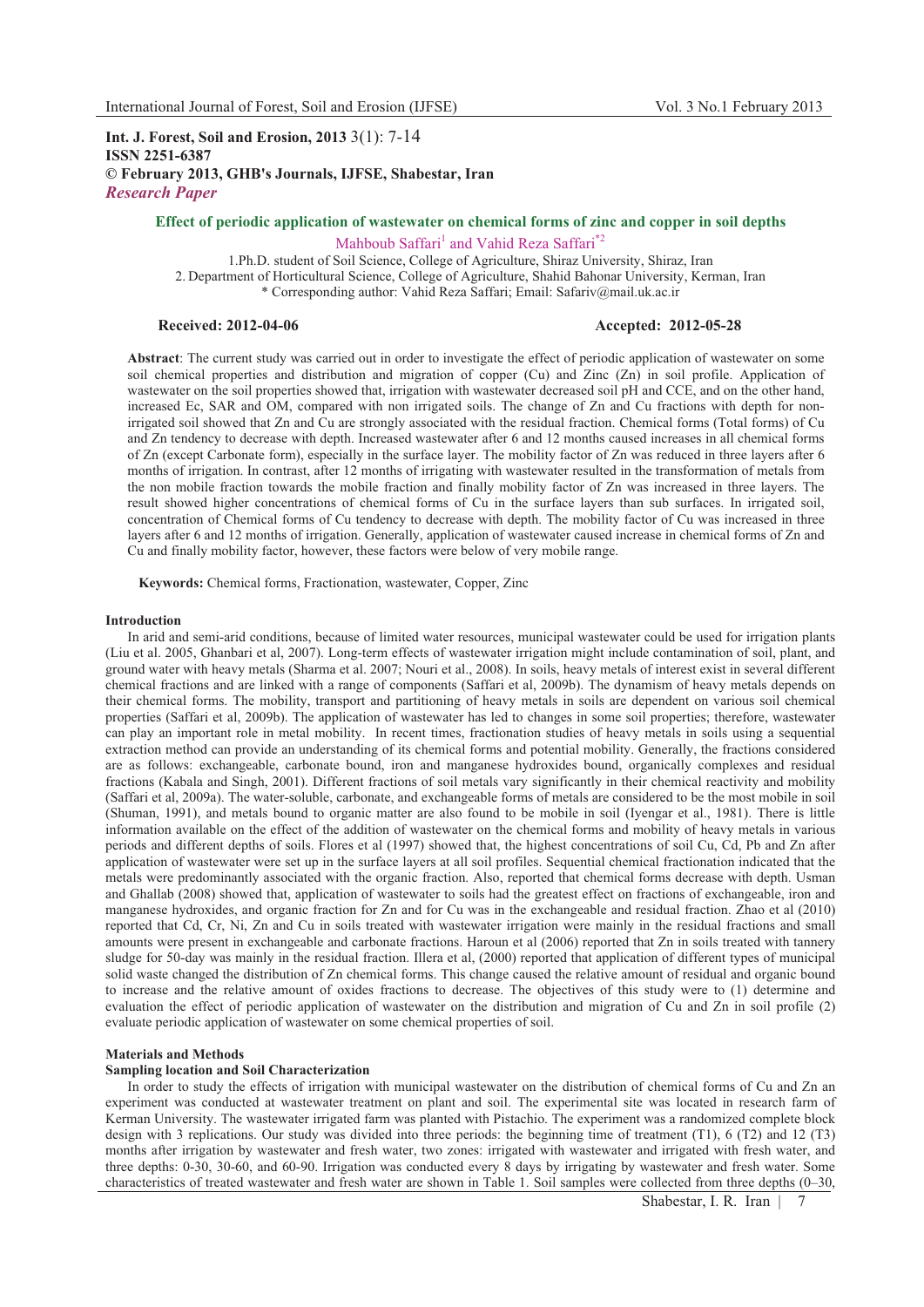**Int. J. Forest, Soil and Erosion, 2013** 3(1): 7-14
**ISSN 2251-6387**
**© February 2013, GHB's Journals, IJFSE, Shabestar, Iran**
***Research Paper***

# Effect of periodic application of wastewater on chemical forms of zinc and copper in soil depths

Mahboub Saffari[1] and Vahid Reza Saffari[*2]

1. Ph.D. student of Soil Science, College of Agriculture, Shiraz University, Shiraz, Iran
2. Department of Horticultural Science, College of Agriculture, Shahid Bahonar University, Kerman, Iran

\* Corresponding author: Vahid Reza Saffari; Email: Safariv@mail.uk.ac.ir

**Received: 2012-04-06** **Accepted: 2012-05-28**

**Abstract**: The current study was carried out in order to investigate the effect of periodic application of wastewater on some soil chemical properties and distribution and migration of copper (Cu) and Zinc (Zn) in soil profile. Application of wastewater on the soil properties showed that, irrigation with wastewater decreased soil pH and CCE, and on the other hand, increased Ec, SAR and OM, compared with non irrigated soils. The change of Zn and Cu fractions with depth for non-irrigated soil showed that Zn and Cu are strongly associated with the residual fraction. Chemical forms (Total forms) of Cu and Zn tendency to decrease with depth. Increased wastewater after 6 and 12 months caused increases in all chemical forms of Zn (except Carbonate form), especially in the surface layer. The mobility factor of Zn was reduced in three layers after 6 months of irrigation. In contrast, after 12 months of irrigating with wastewater resulted in the transformation of metals from the non mobile fraction towards the non mobile fraction and finally mobility factor of Zn was increased in three layers. The result showed higher concentrations of chemical forms of Cu in the surface layers than sub surfaces. In irrigated soil, concentration of Chemical forms of Cu tendency to decrease with depth. The mobility factor of Cu was increased in three layers after 6 and 12 months of irrigation. Generally, application of wastewater caused increase in chemical forms of Zn and Cu and finally mobility factor, however, these factors were below of very mobile range.

**Keywords:** Chemical forms, Fractionation, wastewater, Copper, Zinc

## Introduction

In arid and semi-arid conditions, because of limited water resources, municipal wastewater could be used for irrigation plants (Liu et al. 2005, Ghanbari et al, 2007). Long-term effects of wastewater irrigation might include contamination of soil, plant, and ground water with heavy metals (Sharma et al. 2007; Nouri et al., 2008). In soils, heavy metals of interest exist in several different chemical fractions and are linked with a range of components (Saffari et al, 2009b). The dynamism of heavy metals depends on their chemical forms. The mobility, transport and partitioning of heavy metals in soils are dependent on various soil chemical properties (Saffari et al, 2009b). The application of wastewater has led to changes in some soil properties; therefore, wastewater can play an important role in metal mobility. In recent times, fractionation studies of heavy metals in soils using a sequential extraction method can provide an understanding of its chemical forms and potential mobility. Generally, the fractions considered are as follows: exchangeable, carbonate bound, iron and manganese hydroxides bound, organically complexes and residual fractions (Kabala and Singh, 2001). Different fractions of soil metals vary significantly in their chemical reactivity and mobility (Saffari et al, 2009a). The water-soluble, carbonate, and exchangeable forms of metals are considered to be the most mobile in soil (Shuman, 1991), and metals bound to organic matter are also found to be mobile in soil (Iyengar et al., 1981). There is little information available on the effect of the addition of wastewater on the chemical forms and mobility of heavy metals in various periods and different depths of soils. Flores et al (1997) showed that, the highest concentrations of soil Cu, Cd, Pb and Zn after application of wastewater were set up in the surface layers at all soil profiles. Sequential chemical fractionation indicated that the metals were predominantly associated with the organic fraction. Also, reported that chemical forms decrease with depth. Usman and Ghallab (2008) showed that, application of wastewater to soils had the greatest effect on fractions of exchangeable, iron and manganese hydroxides, and organic fraction for Zn and for Cu was in the exchangeable and residual fraction. Zhao et al (2010) reported that Cd, Cr, Ni, Zn and Cu in soils treated with wastewater irrigation were mainly in the residual fractions and small amounts were present in exchangeable and carbonate fractions. Haroun et al (2006) reported that Zn in soils treated with tannery sludge for 50-day was mainly in the residual fraction. Illera et al, (2000) reported that application of different types of municipal solid waste changed the distribution of Zn chemical forms. This change caused the relative amount of residual and organic bound to increase and the relative amount of oxides fractions to decrease. The objectives of this study were to (1) determine and evaluation the effect of periodic application of wastewater on the distribution and migration of Cu and Zn in soil profile (2) evaluate periodic application of wastewater on some chemical properties of soil.

## Materials and Methods

### Sampling location and Soil Characterization

In order to study the effects of irrigation with municipal wastewater on the distribution of chemical forms of Cu and Zn an experiment was conducted at wastewater treatment on plant and soil. The experimental site was located in research farm of Kerman University. The wastewater irrigated farm was planted with Pistachio. The experiment was a randomized complete block design with 3 replications. Our study was divided into three periods: the beginning time of treatment (T1), 6 (T2) and 12 (T3) months after irrigation by wastewater and fresh water, two zones: irrigated with wastewater and irrigated with fresh water, and three depths: 0-30, 30-60, and 60-90. Irrigation was conducted every 8 days by irrigating by wastewater and fresh water. Some characteristics of treated wastewater and fresh water are shown in Table 1. Soil samples were collected from three depths (0–30,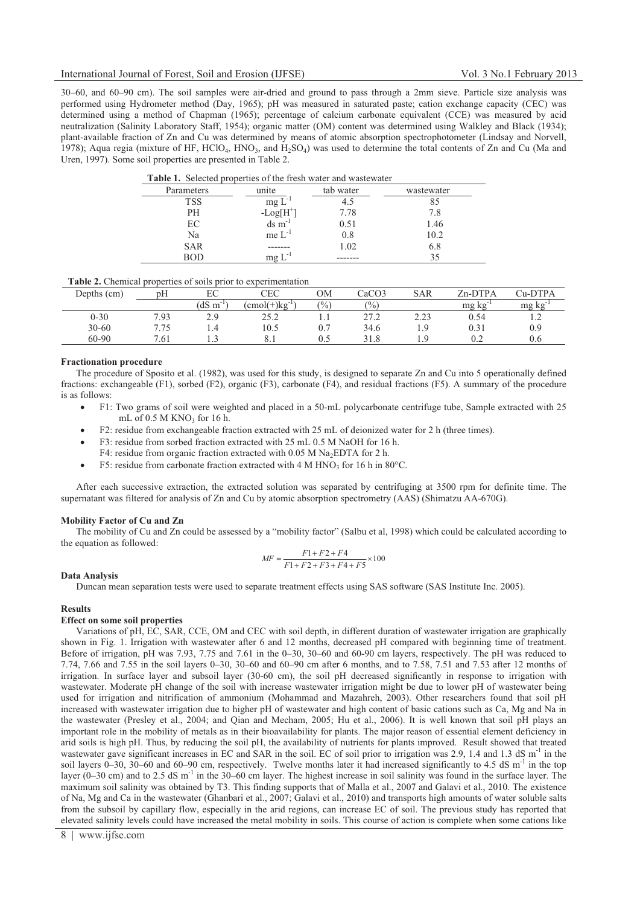30–60, and 60–90 cm). The soil samples were air-dried and ground to pass through a 2mm sieve. Particle size analysis was performed using Hydrometer method (Day, 1965); pH was measured in saturated paste; cation exchange capacity (CEC) was determined using a method of Chapman (1965); percentage of calcium carbonate equivalent (CCE) was measured by acid neutralization (Salinity Laboratory Staff, 1954); organic matter (OM) content was determined using Walkley and Black (1934); plant-available fraction of Zn and Cu was determined by means of atomic absorption spectrophotometer (Lindsay and Norvell, 1978); Aqua regia (mixture of HF, $HClO_4$, $HNO_3$, and $H_2SO_4$) was used to determine the total contents of Zn and Cu (Ma and Uren, 1997). Some soil properties are presented in Table 2.

**Table 1.** Selected properties of the fresh water and wastewater

| Parameters | unite | tab water | wastewater |
|---|---|---|---|
| TSS | mg $L^{-1}$ | 4.5 | 85 |
| PH | $-Log[H^+]$ | 7.78 | 7.8 |
| EC | ds $m^{-1}$ | 0.51 | 1.46 |
| Na | me $L^{-1}$ | 0.8 | 10.2 |
| SAR | ------- | 1.02 | 6.8 |
| BOD | mg $L^{-1}$ | ------- | 35 |

**Table 2.** Chemical properties of soils prior to experimentation

| Depths (cm) | pH | EC | CEC | OM | CaCO3 | SAR | Zn-DTPA | Cu-DTPA |
|---|---|---|---|---|---|---|---|---|
| | | (dS $m^{-1}$) | (cmol(+)$kg^{-1}$) | (%) | (%) | | mg $kg^{-1}$ | mg $kg^{-1}$ |
| 0-30 | 7.93 | 2.9 | 25.2 | 1.1 | 27.2 | 2.23 | 0.54 | 1.2 |
| 30-60 | 7.75 | 1.4 | 10.5 | 0.7 | 34.6 | 1.9 | 0.31 | 0.9 |
| 60-90 | 7.61 | 1.3 | 8.1 | 0.5 | 31.8 | 1.9 | 0.2 | 0.6 |

**Fractionation procedure**

The procedure of Sposito et al. (1982), was used for this study, is designed to separate Zn and Cu into 5 operationally defined fractions: exchangeable (F1), sorbed (F2), organic (F3), carbonate (F4), and residual fractions (F5). A summary of the procedure is as follows:

- F1: Two grams of soil were weighted and placed in a 50-mL polycarbonate centrifuge tube, Sample extracted with 25 mL of 0.5 M $KNO_3$ for 16 h.
- F2: residue from exchangeable fraction extracted with 25 mL of deionized water for 2 h (three times).
- F3: residue from sorbed fraction extracted with 25 mL 0.5 M NaOH for 16 h.
  F4: residue from organic fraction extracted with 0.05 M $Na_2EDTA$ for 2 h.
- F5: residue from carbonate fraction extracted with 4 M $HNO_3$ for 16 h in 80°C.

After each successive extraction, the extracted solution was separated by centrifuging at 3500 rpm for definite time. The supernatant was filtered for analysis of Zn and Cu by atomic absorption spectrometry (AAS) (Shimatzu AA-670G).

**Mobility Factor of Cu and Zn**

The mobility of Cu and Zn could be assessed by a "mobility factor" (Salbu et al, 1998) which could be calculated according to the equation as followed:

$$MF = \frac{F1 + F2 + F4}{F1 + F2 + F3 + F4 + F5} \times 100$$

**Data Analysis**

Duncan mean separation tests were used to separate treatment effects using SAS software (SAS Institute Inc. 2005).

**Results**

**Effect on some soil properties**

Variations of pH, EC, SAR, CCE, OM and CEC with soil depth, in different duration of wastewater irrigation are graphically shown in Fig. 1. Irrigation with wastewater after 6 and 12 months, decreased pH compared with beginning time of treatment. Before of irrigation, pH was 7.93, 7.75 and 7.61 in the 0–30, 30–60 and 60-90 cm layers, respectively. The pH was reduced to 7.74, 7.66 and 7.55 in the soil layers 0–30, 30–60 and 60–90 cm after 6 months, and to 7.58, 7.51 and 7.53 after 12 months of irrigation. In surface layer and subsoil layer (30-60 cm), the soil pH decreased significantly in response to irrigation with wastewater. Moderate pH change of the soil with increase wastewater irrigation might be due to lower pH of wastewater being used for irrigation and nitrification of ammonium (Mohammad and Mazahreh, 2003). Other researchers found that soil pH increased with wastewater irrigation due to higher pH of wastewater and high content of basic cations such as Ca, Mg and Na in the wastewater (Presley et al., 2004; and Qian and Mecham, 2005; Hu et al., 2006). It is well known that soil pH plays an important role in the mobility of metals as in their bioavailability for plants. The major reason of essential element deficiency in arid soils is high pH. Thus, by reducing the soil pH, the availability of nutrients for plants improved. Result showed that treated wastewater gave significant increases in EC and SAR in the soil. EC of soil prior to irrigation was 2.9, 1.4 and 1.3 dS $m^{-1}$ in the soil layers 0–30, 30–60 and 60–90 cm, respectively. Twelve months later it had increased significantly to 4.5 dS $m^{-1}$ in the top layer (0–30 cm) and to 2.5 dS $m^{-1}$ in the 30–60 cm layer. The highest increase in soil salinity was found in the surface layer. The maximum soil salinity was obtained by T3. This finding supports that of Malla et al., 2007 and Galavi et al., 2010. The existence of Na, Mg and Ca in the wastewater (Ghanbari et al., 2007; Galavi et al., 2010) and transports high amounts of water soluble salts from the subsoil by capillary flow, especially in the arid regions, can increase EC of soil. The previous study has reported that elevated salinity levels could have increased the metal mobility in soils. This course of action is complete when some cations like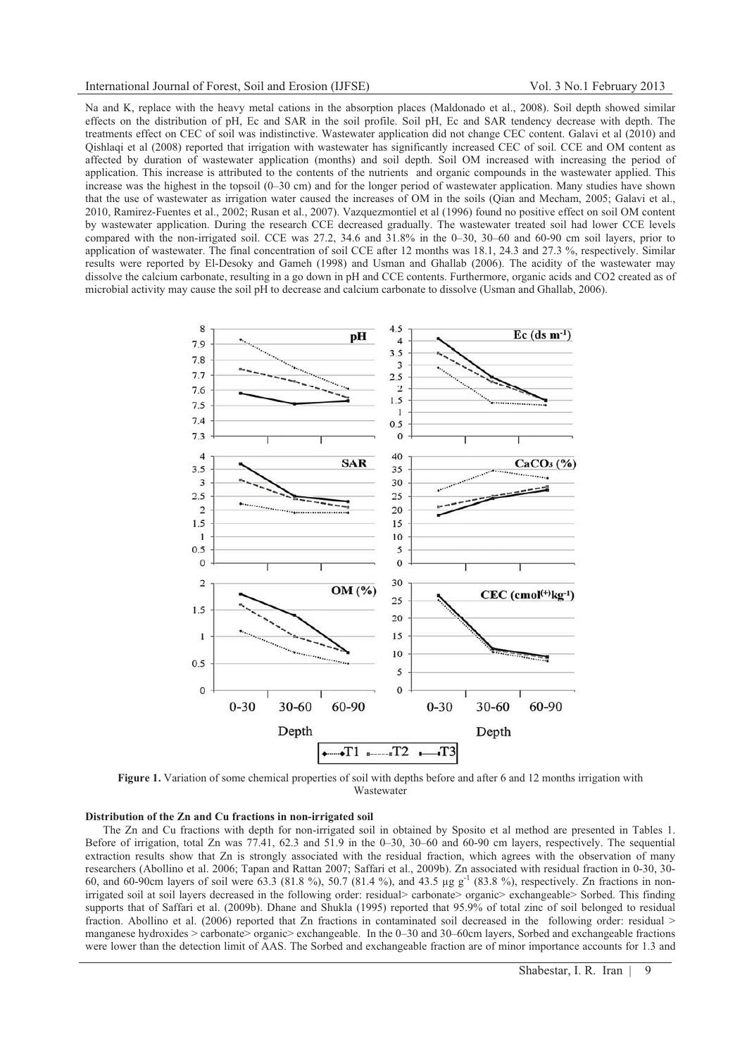Na and K, replace with the heavy metal cations in the absorption places (Maldonado et al., 2008). Soil depth showed similar effects on the distribution of pH, Ec and SAR in the soil profile. Soil pH, Ec and SAR tendency decrease with depth. The treatments effect on CEC of soil was indistinctive. Wastewater application did not change CEC content. Galavi et al (2010) and Qishlaqi et al (2008) reported that irrigation with wastewater has significantly increased CEC of soil. CCE and OM content as affected by duration of wastewater application (months) and soil depth. Soil OM increased with increasing the period of application. This increase is attributed to the contents of the nutrients and organic compounds in the wastewater applied. This increase was the highest in the topsoil (0–30 cm) and for the longer period of wastewater application. Many studies have shown that the use of wastewater as irrigation water caused the increases of OM in the soils (Qian and Mecham, 2005; Galavi et al., 2010, Ramirez-Fuentes et al., 2002; Rusan et al., 2007). Vazquezmontiel et al (1996) found no positive effect on soil OM content by wastewater application. During the research CCE decreased gradually. The wastewater treated soil had lower CCE levels compared with the non-irrigated soil. CCE was 27.2, 34.6 and 31.8% in the 0–30, 30–60 and 60-90 cm soil layers, prior to application of wastewater. The final concentration of soil CCE after 12 months was 18.1, 24.3 and 27.3 %, respectively. Similar results were reported by El-Desoky and Gameh (1998) and Usman and Ghallab (2006). The acidity of the wastewater may dissolve the calcium carbonate, resulting in a go down in pH and CCE contents. Furthermore, organic acids and CO2 created as of microbial activity may cause the soil pH to decrease and calcium carbonate to dissolve (Usman and Ghallab, 2006).

**Figure 1.** Variation of some chemical properties of soil with depths before and after 6 and 12 months irrigation with Wastewater

**Distribution of the Zn and Cu fractions in non-irrigated soil**

The Zn and Cu fractions with depth for non-irrigated soil in obtained by Sposito et al method are presented in Tables 1. Before of irrigation, total Zn was 77.41, 62.3 and 51.9 in the 0–30, 30–60 and 60-90 cm layers, respectively. The sequential extraction results show that Zn is strongly associated with the residual fraction, which agrees with the observation of many researchers (Abollino et al. 2006; Tapan and Rattan 2007; Saffari et al., 2009b). Zn associated with residual fraction in 0-30, 30-60, and 60-90cm layers of soil were 63.3 (81.8 %), 50.7 (81.4 %), and 43.5 µg g$^{-1}$ (83.8 %), respectively. Zn fractions in non-irrigated soil at soil layers decreased in the following order: residual> carbonate> organic> exchangeable> Sorbed. This finding supports that of Saffari et al. (2009b). Dhane and Shukla (1995) reported that 95.9% of total zinc of soil belonged to residual fraction. Abollino et al. (2006) reported that Zn fractions in contaminated soil decreased in the following order: residual > manganese hydroxides > carbonate> organic> exchangeable. In the 0–30 and 30–60cm layers, Sorbed and exchangeable fractions were lower than the detection limit of AAS. The Sorbed and exchangeable fraction are of minor importance accounts for 1.3 and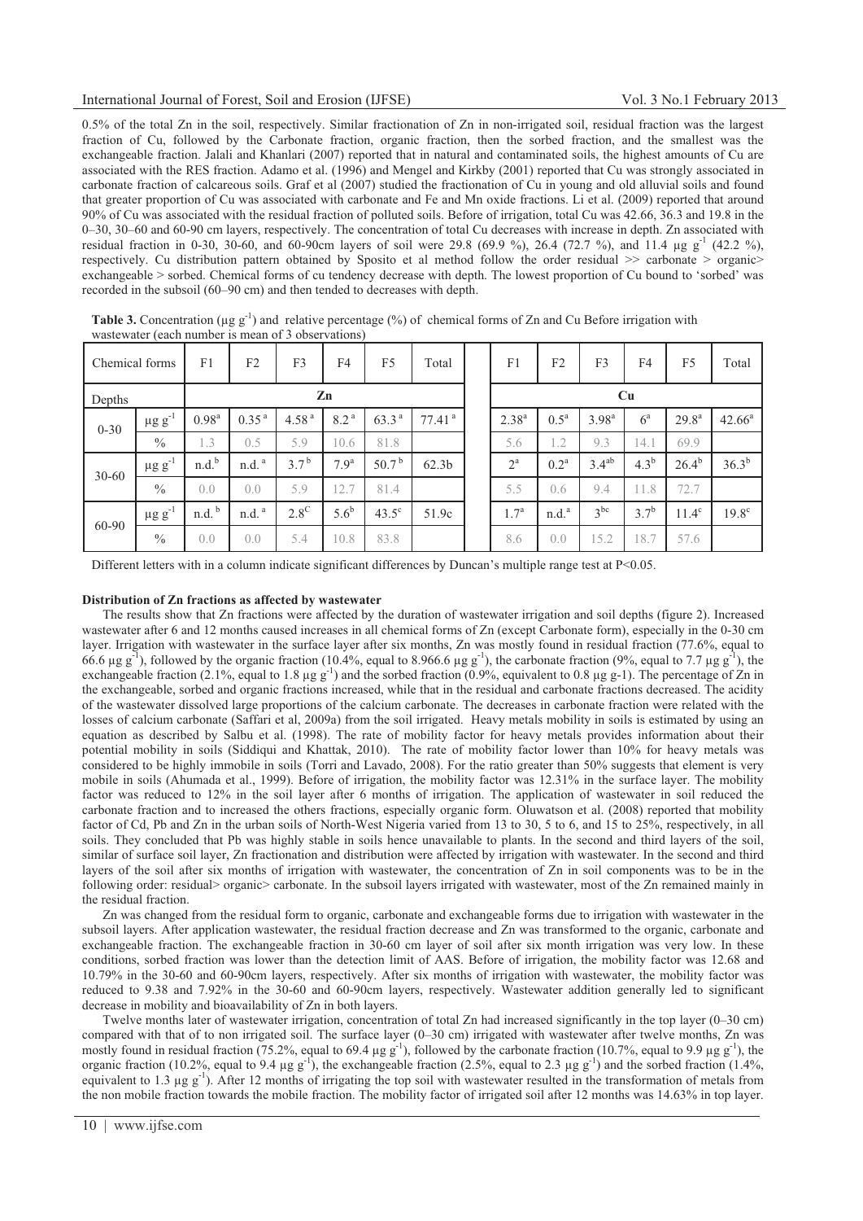0.5% of the total Zn in the soil, respectively. Similar fractionation of Zn in non-irrigated soil, residual fraction was the largest fraction of Cu, followed by the Carbonate fraction, organic fraction, then the sorbed fraction, and the smallest was the exchangeable fraction. Jalali and Khanlari (2007) reported that in natural and contaminated soils, the highest amounts of Cu are associated with the RES fraction. Adamo et al. (1996) and Mengel and Kirkby (2001) reported that Cu was strongly associated in carbonate fraction of calcareous soils. Graf et al (2007) studied the fractionation of Cu in young and old alluvial soils and found that greater proportion of Cu was associated with carbonate and Fe and Mn oxide fractions. Li et al. (2009) reported that around 90% of Cu was associated with the residual fraction of polluted soils. Before of irrigation, total Cu was 42.66, 36.3 and 19.8 in the 0–30, 30–60 and 60-90 cm layers, respectively. The concentration of total Cu decreases with increase in depth. Zn associated with residual fraction in 0-30, 30-60, and 60-90cm layers of soil were 29.8 (69.9 %), 26.4 (72.7 %), and 11.4 µg g$^{-1}$ (42.2 %), respectively. Cu distribution pattern obtained by Sposito et al method follow the order residual >> carbonate > organic> exchangeable > sorbed. Chemical forms of cu tendency decrease with depth. The lowest proportion of Cu bound to 'sorbed' was recorded in the subsoil (60–90 cm) and then tended to decreases with depth.

**Table 3.** Concentration (µg g$^{-1}$) and relative percentage (%) of chemical forms of Zn and Cu Before irrigation with wastewater (each number is mean of 3 observations)

| Chemical forms | | F1 | F2 | F3 | F4 | F5 | Total | F1 | F2 | F3 | F4 | F5 | Total |
|---|---|---|---|---|---|---|---|---|---|---|---|---|---|
| Depths | | Zn | | | | | | Cu | | | | | |
| 0-30 | µg g$^{-1}$ | 0.98$^{a}$ | 0.35$^{a}$ | 4.58$^{a}$ | 8.2$^{a}$ | 63.3$^{a}$ | 77.41$^{a}$ | 2.38$^{a}$ | 0.5$^{a}$ | 3.98$^{a}$ | 6$^{a}$ | 29.8$^{a}$ | 42.66$^{a}$ |
| | % | 1.3 | 0.5 | 5.9 | 10.6 | 81.8 | | 5.6 | 1.2 | 9.3 | 14.1 | 69.9 | |
| 30-60 | µg g$^{-1}$ | n.d.$^{b}$ | n.d.$^{a}$ | 3.7$^{b}$ | 7.9$^{a}$ | 50.7$^{b}$ | 62.3b | 2$^{a}$ | 0.2$^{a}$ | 3.4$^{ab}$ | 4.3$^{b}$ | 26.4$^{b}$ | 36.3$^{b}$ |
| | % | 0.0 | 0.0 | 5.9 | 12.7 | 81.4 | | 5.5 | 0.6 | 9.4 | 11.8 | 72.7 | |
| 60-90 | µg g$^{-1}$ | n.d.$^{b}$ | n.d.$^{a}$ | 2.8$^{C}$ | 5.6$^{b}$ | 43.5$^{c}$ | 51.9c | 1.7$^{a}$ | n.d.$^{a}$ | 3$^{bc}$ | 3.7$^{b}$ | 11.4$^{c}$ | 19.8$^{c}$ |
| | % | 0.0 | 0.0 | 5.4 | 10.8 | 83.8 | | 8.6 | 0.0 | 15.2 | 18.7 | 57.6 | |

Different letters with in a column indicate significant differences by Duncan's multiple range test at P<0.05.

**Distribution of Zn fractions as affected by wastewater**

The results show that Zn fractions were affected by the duration of wastewater irrigation and soil depths (figure 2). Increased wastewater after 6 and 12 months caused increases in all chemical forms of Zn (except Carbonate form), especially in the 0-30 cm layer. Irrigation with wastewater in the surface layer after six months, Zn was mostly found in residual fraction (77.6%, equal to 66.6 µg g$^{-1}$), followed by the organic fraction (10.4%, equal to 8.966.6 µg g$^{-1}$), the carbonate fraction (9%, equal to 7.7 µg g$^{-1}$), the exchangeable fraction (2.1%, equal to 1.8 µg g$^{-1}$) and the sorbed fraction (0.9%, equivalent to 0.8 µg g-1). The percentage of Zn in the exchangeable, sorbed and organic fractions increased, while that in the residual and carbonate fractions decreased. The acidity of the wastewater dissolved large proportions of the calcium carbonate. The decreases in carbonate fraction were related with the losses of calcium carbonate (Saffari et al, 2009a) from the soil irrigated. Heavy metals mobility in soils is estimated by using an equation as described by Salbu et al. (1998). The rate of mobility factor for heavy metals provides information about their potential mobility in soils (Siddiqui and Khattak, 2010). The rate of mobility factor lower than 10% for heavy metals was considered to be highly immobile in soils (Torri and Lavado, 2008). For the ratio greater than 50% suggests that element is very mobile in soils (Ahumada et al., 1999). Before of irrigation, the mobility factor was 12.31% in the surface layer. The mobility factor was reduced to 12% in the soil layer after 6 months of irrigation. The application of wastewater in soil reduced the carbonate fraction and to increased the others fractions, especially organic form. Oluwatson et al. (2008) reported that mobility factor of Cd, Pb and Zn in the urban soils of North-West Nigeria varied from 13 to 30, 5 to 6, and 15 to 25%, respectively, in all soils. They concluded that Pb was highly stable in soils hence unavailable to plants. In the second and third layers of the soil, similar of surface soil layer, Zn fractionation and distribution were affected by irrigation with wastewater. In the second and third layers of the soil after six months of irrigation with wastewater, the concentration of Zn in soil components was to be in the following order: residual> organic> carbonate. In the subsoil layers irrigated with wastewater, most of the Zn remained mainly in the residual fraction.

Zn was changed from the residual form to organic, carbonate and exchangeable forms due to irrigation with wastewater in the subsoil layers. After application wastewater, the residual fraction decrease and Zn was transformed to the organic, carbonate and exchangeable fraction. The exchangeable fraction in 30-60 cm layer of soil after six month irrigation was very low. In these conditions, sorbed fraction was lower than the detection limit of AAS. Before of irrigation, the mobility factor was 12.68 and 10.79% in the 30-60 and 60-90cm layers, respectively. After six months of irrigation with wastewater, the mobility factor was reduced to 9.38 and 7.92% in the 30-60 and 60-90cm layers, respectively. Wastewater addition generally led to significant decrease in mobility and bioavailability of Zn in both layers.

Twelve months later of wastewater irrigation, concentration of total Zn had increased significantly in the top layer (0–30 cm) compared with that of to non irrigated soil. The surface layer (0–30 cm) irrigated with wastewater after twelve months, Zn was mostly found in residual fraction (75.2%, equal to 69.4 µg g$^{-1}$), followed by the carbonate fraction (10.7%, equal to 9.9 µg g$^{-1}$), the organic fraction (10.2%, equal to 9.4 µg g$^{-1}$), the exchangeable fraction (2.5%, equal to 2.3 µg g$^{-1}$) and the sorbed fraction (1.4%, equivalent to 1.3 µg g$^{-1}$). After 12 months of irrigating the top soil with wastewater resulted in the transformation of metals from the non mobile fraction towards the mobile fraction. The mobility factor of irrigated soil after 12 months was 14.63% in top layer.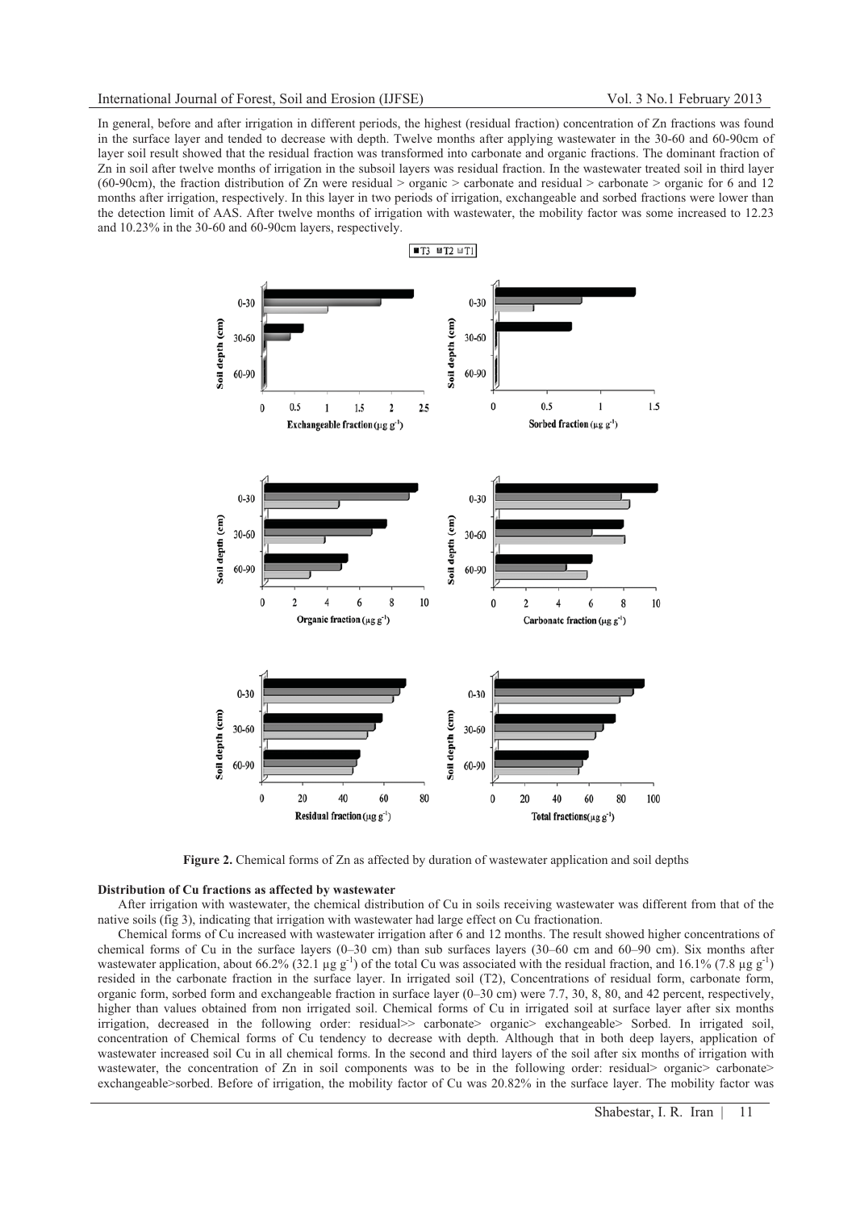In general, before and after irrigation in different periods, the highest (residual fraction) concentration of Zn fractions was found in the surface layer and tended to decrease with depth. Twelve months after applying wastewater in the 30-60 and 60-90cm of layer soil result showed that the residual fraction was transformed into carbonate and organic fractions. The dominant fraction of Zn in soil after twelve months of irrigation in the subsoil layers was residual fraction. In the wastewater treated soil in third layer (60-90cm), the fraction distribution of Zn were residual > organic > carbonate and residual > carbonate > organic for 6 and 12 months after irrigation, respectively. In this layer in two periods of irrigation, exchangeable and sorbed fractions were lower than the detection limit of AAS. After twelve months of irrigation with wastewater, the mobility factor was some increased to 12.23 and 10.23% in the 30-60 and 60-90cm layers, respectively.

**Figure 2.** Chemical forms of Zn as affected by duration of wastewater application and soil depths

**Distribution of Cu fractions as affected by wastewater**

After irrigation with wastewater, the chemical distribution of Cu in soils receiving wastewater was different from that of the native soils (fig 3), indicating that irrigation with wastewater had large effect on Cu fractionation.

Chemical forms of Cu increased with wastewater irrigation after 6 and 12 months. The result showed higher concentrations of chemical forms of Cu in the surface layers (0–30 cm) than sub surfaces layers (30–60 cm and 60–90 cm). Six months after wastewater application, about 66.2% (32.1 µg $g^{-1}$) of the total Cu was associated with the residual fraction, and 16.1% (7.8 µg $g^{-1}$) resided in the carbonate fraction in the surface layer. In irrigated soil (T2), Concentrations of residual form, carbonate form, organic form, sorbed form and exchangeable fraction in surface layer (0–30 cm) were 7.7, 30, 8, 80, and 42 percent, respectively, higher than values obtained from non irrigated soil. Chemical forms of Cu in irrigated soil at surface layer after six months irrigation, decreased in the following order: residual>> carbonate> organic> exchangeable> Sorbed. In irrigated soil, concentration of Chemical forms of Cu tendency to decrease with depth. Although that in both deep layers, application of wastewater increased soil Cu in all chemical forms. In the second and third layers of the soil after six months of irrigation with wastewater, the concentration of Zn in soil components was to be in the following order: residual> organic> carbonate> exchangeable>sorbed. Before of irrigation, the mobility factor of Cu was 20.82% in the surface layer. The mobility factor was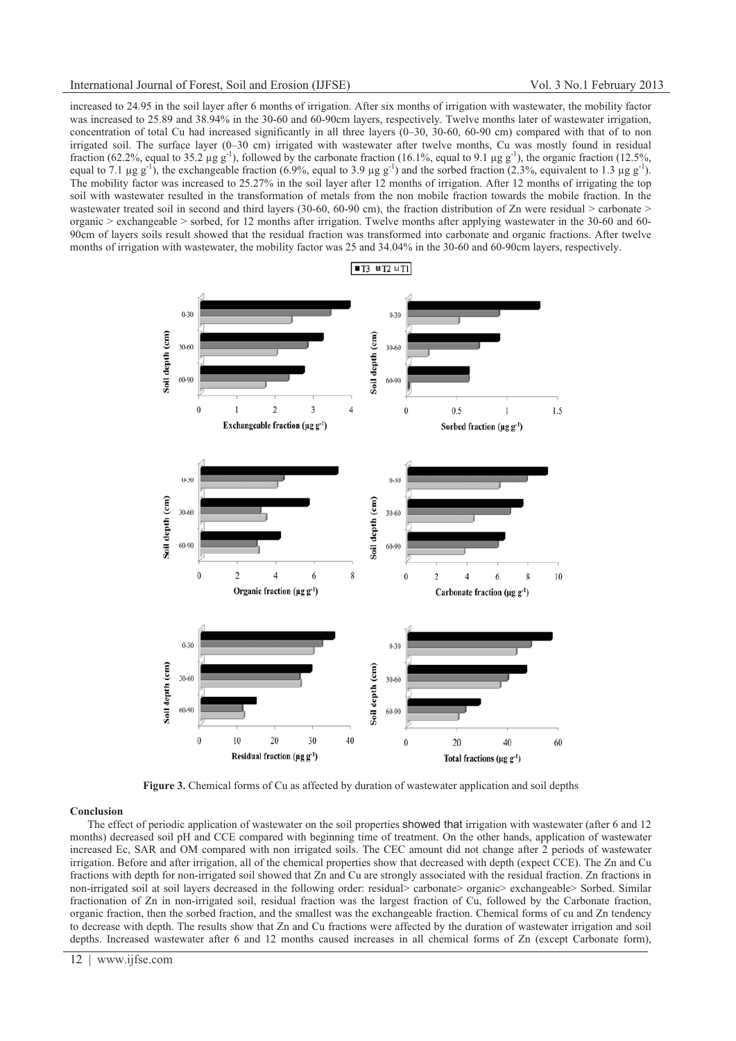increased to 24.95 in the soil layer after 6 months of irrigation. After six months of irrigation with wastewater, the mobility factor was increased to 25.89 and 38.94% in the 30-60 and 60-90cm layers, respectively. Twelve months later of wastewater irrigation, concentration of total Cu had increased significantly in all three layers (0–30, 30-60, 60-90 cm) compared with that of to non irrigated soil. The surface layer (0–30 cm) irrigated with wastewater after twelve months, Cu was mostly found in residual fraction (62.2%, equal to 35.2 µg g$^{-1}$), followed by the carbonate fraction (16.1%, equal to 9.1 µg g$^{-1}$), the organic fraction (12.5%, equal to 7.1 µg g$^{-1}$), the exchangeable fraction (6.9%, equal to 3.9 µg g$^{-1}$) and the sorbed fraction (2.3%, equivalent to 1.3 µg g$^{-1}$). The mobility factor was increased to 25.27% in the soil layer after 12 months of irrigation. After 12 months of irrigating the top soil with wastewater resulted in the transformation of metals from the non mobile fraction towards the mobile fraction. In the wastewater treated soil in second and third layers (30-60, 60-90 cm), the fraction distribution of Zn were residual > carbonate > organic > exchangeable > sorbed, for 12 months after irrigation. Twelve months after applying wastewater in the 30-60 and 60-90cm of layers soils result showed that the residual fraction was transformed into carbonate and organic fractions. After twelve months of irrigation with wastewater, the mobility factor was 25 and 34.04% in the 30-60 and 60-90cm layers, respectively.

**Figure 3.** Chemical forms of Cu as affected by duration of wastewater application and soil depths

**Conclusion**

The effect of periodic application of wastewater on the soil properties showed that irrigation with wastewater (after 6 and 12 months) decreased soil pH and CCE compared with beginning time of treatment. On the other hands, application of wastewater increased Ec, SAR and OM compared with non irrigated soils. The CEC amount did not change after 2 periods of wastewater irrigation. Before and after irrigation, all of the chemical properties show that decreased with depth (expect CCE). The Zn and Cu fractions with depth for non-irrigated soil showed that Zn and Cu are strongly associated with the residual fraction. Zn fractions in non-irrigated soil at soil layers decreased in the following order: residual> carbonate> organic> exchangeable> Sorbed. Similar fractionation of Zn in non-irrigated soil, residual fraction was the largest fraction of Cu, followed by the Carbonate fraction, organic fraction, then the sorbed fraction, and the smallest was the exchangeable fraction. Chemical forms of cu and Zn tendency to decrease with depth. The results show that Zn and Cu fractions were affected by the duration of wastewater irrigation and soil depths. Increased wastewater after 6 and 12 months caused increases in all chemical forms of Zn (except Carbonate form),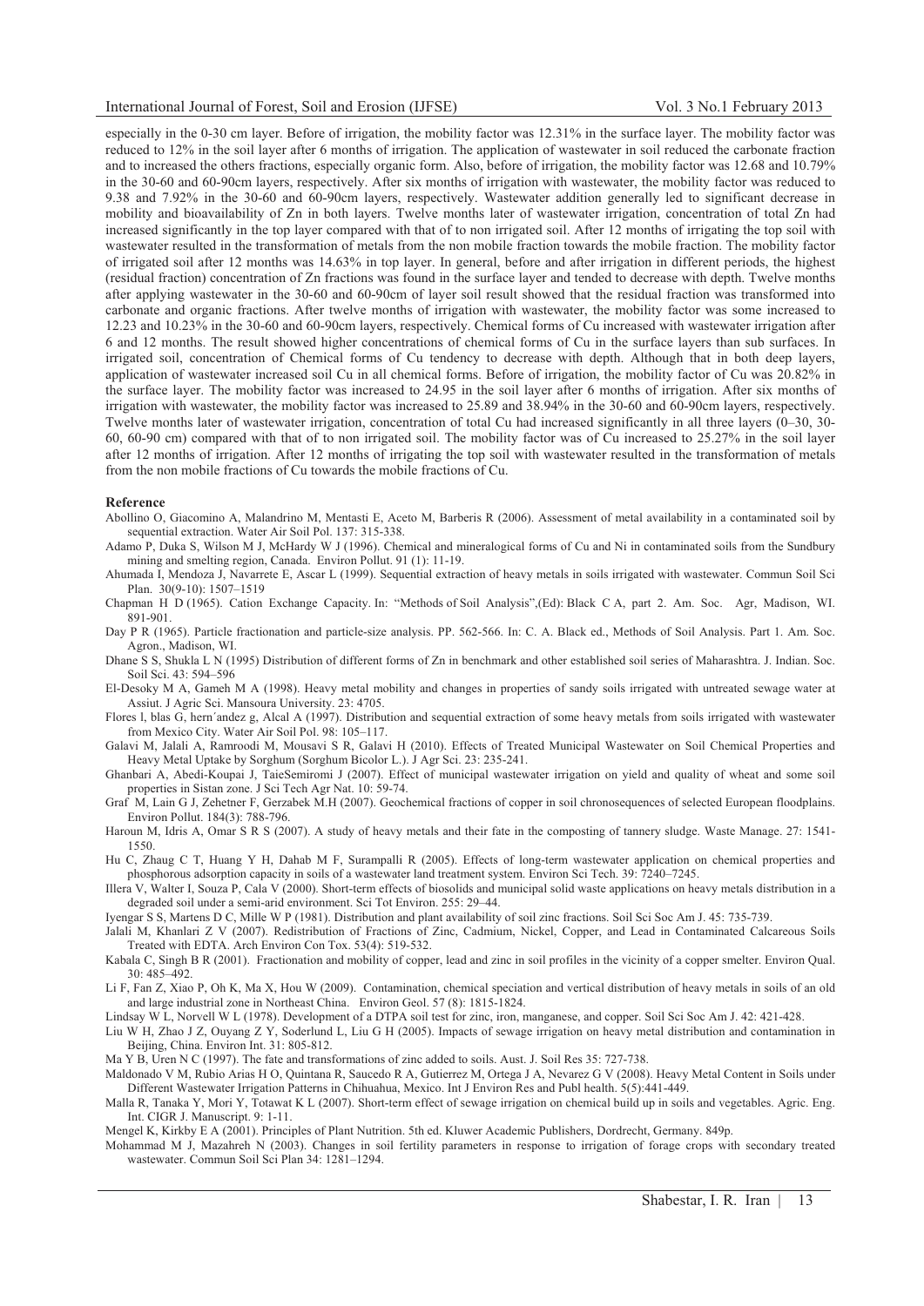especially in the 0-30 cm layer. Before of irrigation, the mobility factor was 12.31% in the surface layer. The mobility factor was reduced to 12% in the soil layer after 6 months of irrigation. The application of wastewater in soil reduced the carbonate fraction and to increased the others fractions, especially organic form. Also, before of irrigation, the mobility factor was 12.68 and 10.79% in the 30-60 and 60-90cm layers, respectively. After six months of irrigation with wastewater, the mobility factor was reduced to 9.38 and 7.92% in the 30-60 and 60-90cm layers, respectively. Wastewater addition generally led to significant decrease in mobility and bioavailability of Zn in both layers. Twelve months later of wastewater irrigation, concentration of total Zn had increased significantly in the top layer compared with that of to non irrigated soil. After 12 months of irrigating the top soil with wastewater resulted in the transformation of metals from the non mobile fraction towards the mobile fraction. The mobility factor of irrigated soil after 12 months was 14.63% in top layer. In general, before and after irrigation in different periods, the highest (residual fraction) concentration of Zn fractions was found in the surface layer and tended to decrease with depth. Twelve months after applying wastewater in the 30-60 and 60-90cm of layer soil result showed that the residual fraction was transformed into carbonate and organic fractions. After twelve months of irrigation with wastewater, the mobility factor was some increased to 12.23 and 10.23% in the 30-60 and 60-90cm layers, respectively. Chemical forms of Cu increased with wastewater irrigation after 6 and 12 months. The result showed higher concentrations of chemical forms of Cu in the surface layers than sub surfaces. In irrigated soil, concentration of Chemical forms of Cu tendency to decrease with depth. Although that in both deep layers, application of wastewater increased soil Cu in all chemical forms. Before of irrigation, the mobility factor of Cu was 20.82% in the surface layer. The mobility factor was increased to 24.95 in the soil layer after 6 months of irrigation. After six months of irrigation with wastewater, the mobility factor was increased to 25.89 and 38.94% in the 30-60 and 60-90cm layers, respectively. Twelve months later of wastewater irrigation, concentration of total Cu had increased significantly in all three layers (0–30, 30-60, 60-90 cm) compared with that of to non irrigated soil. The mobility factor was of Cu increased to 25.27% in the soil layer after 12 months of irrigation. After 12 months of irrigating the top soil with wastewater resulted in the transformation of metals from the non mobile fractions of Cu towards the mobile fractions of Cu.

## Reference

Abollino O, Giacomino A, Malandrino M, Mentasti E, Aceto M, Barberis R (2006). Assessment of metal availability in a contaminated soil by sequential extraction. Water Air Soil Pol. 137: 315-338.

Adamo P, Duka S, Wilson M J, McHardy W J (1996). Chemical and mineralogical forms of Cu and Ni in contaminated soils from the Sundbury mining and smelting region, Canada. Environ Pollut. 91 (1): 11-19.

Ahumada I, Mendoza J, Navarrete E, Ascar L (1999). Sequential extraction of heavy metals in soils irrigated with wastewater. Commun Soil Sci Plan. 30(9-10): 1507–1519

Chapman H D (1965). Cation Exchange Capacity. In: "Methods of Soil Analysis",(Ed): Black C A, part 2. Am. Soc. Agr, Madison, WI. 891-901.

Day P R (1965). Particle fractionation and particle-size analysis. PP. 562-566. In: C. A. Black ed., Methods of Soil Analysis. Part 1. Am. Soc. Agron., Madison, WI.

Dhane S S, Shukla L N (1995) Distribution of different forms of Zn in benchmark and other established soil series of Maharashtra. J. Indian. Soc. Soil Sci. 43: 594–596

El-Desoky M A, Gameh M A (1998). Heavy metal mobility and changes in properties of sandy soils irrigated with untreated sewage water at Assiut. J Agric Sci. Mansoura University. 23: 4705.

Flores l, blas G, hern´andez g, Alcal A (1997). Distribution and sequential extraction of some heavy metals from soils irrigated with wastewater from Mexico City. Water Air Soil Pol. 98: 105–117.

Galavi M, Jalali A, Ramroodi M, Mousavi S R, Galavi H (2010). Effects of Treated Municipal Wastewater on Soil Chemical Properties and Heavy Metal Uptake by Sorghum (Sorghum Bicolor L.). J Agr Sci. 23: 235-241.

Ghanbari A, Abedi-Koupai J, TaieSemiromi J (2007). Effect of municipal wastewater irrigation on yield and quality of wheat and some soil properties in Sistan zone. J Sci Tech Agr Nat. 10: 59-74.

Graf M, Lain G J, Zehetner F, Gerzabek M.H (2007). Geochemical fractions of copper in soil chronosequences of selected European floodplains. Environ Pollut. 184(3): 788-796.

Haroun M, Idris A, Omar S R S (2007). A study of heavy metals and their fate in the composting of tannery sludge. Waste Manage. 27: 1541-1550.

Hu C, Zhaug C T, Huang Y H, Dahab M F, Surampalli R (2005). Effects of long-term wastewater application on chemical properties and phosphorous adsorption capacity in soils of a wastewater land treatment system. Environ Sci Tech. 39: 7240–7245.

Illera V, Walter I, Souza P, Cala V (2000). Short-term effects of biosolids and municipal solid waste applications on heavy metals distribution in a degraded soil under a semi-arid environment. Sci Tot Environ. 255: 29–44.

Iyengar S S, Martens D C, Mille W P (1981). Distribution and plant availability of soil zinc fractions. Soil Sci Soc Am J. 45: 735-739.

Jalali M, Khanlari Z V (2007). Redistribution of Fractions of Zinc, Cadmium, Nickel, Copper, and Lead in Contaminated Calcareous Soils Treated with EDTA. Arch Environ Con Tox. 53(4): 519-532.

Kabala C, Singh B R (2001). Fractionation and mobility of copper, lead and zinc in soil profiles in the vicinity of a copper smelter. Environ Qual. 30: 485–492.

Li F, Fan Z, Xiao P, Oh K, Ma X, Hou W (2009). Contamination, chemical speciation and vertical distribution of heavy metals in soils of an old and large industrial zone in Northeast China. Environ Geol. 57 (8): 1815-1824.

Lindsay W L, Norvell W L (1978). Development of a DTPA soil test for zinc, iron, manganese, and copper. Soil Sci Soc Am J. 42: 421-428.

Liu W H, Zhao J Z, Ouyang Z Y, Soderlund L, Liu G H (2005). Impacts of sewage irrigation on heavy metal distribution and contamination in Beijing, China. Environ Int. 31: 805-812.

Ma Y B, Uren N C (1997). The fate and transformations of zinc added to soils. Aust. J. Soil Res 35: 727-738.

Maldonado V M, Rubio Arias H O, Quintana R, Saucedo R A, Gutierrez M, Ortega J A, Nevarez G V (2008). Heavy Metal Content in Soils under Different Wastewater Irrigation Patterns in Chihuahua, Mexico. Int J Environ Res and Publ health. 5(5):441-449.

Malla R, Tanaka Y, Mori Y, Totawat K L (2007). Short-term effect of sewage irrigation on chemical build up in soils and vegetables. Agric. Eng. Int. CIGR J. Manuscript. 9: 1-11.

Mengel K, Kirkby E A (2001). Principles of Plant Nutrition. 5th ed. Kluwer Academic Publishers, Dordrecht, Germany. 849p.

Mohammad M J, Mazahreh N (2003). Changes in soil fertility parameters in response to irrigation of forage crops with secondary treated wastewater. Commun Soil Sci Plan 34: 1281–1294.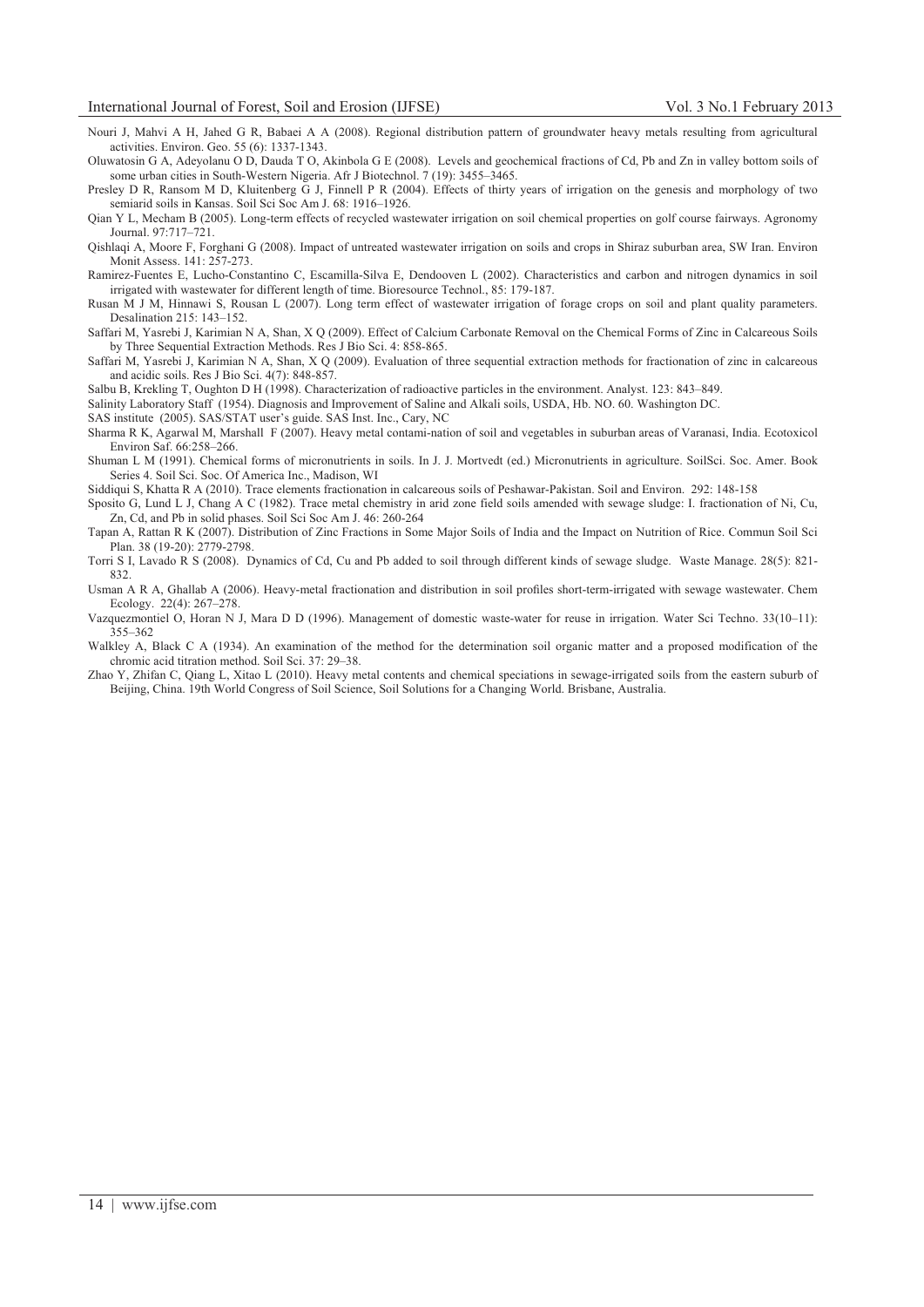Nouri J, Mahvi A H, Jahed G R, Babaei A A (2008). Regional distribution pattern of groundwater heavy metals resulting from agricultural activities. Environ. Geo. 55 (6): 1337-1343.

Oluwatosin G A, Adeyolanu O D, Dauda T O, Akinbola G E (2008). Levels and geochemical fractions of Cd, Pb and Zn in valley bottom soils of some urban cities in South-Western Nigeria. Afr J Biotechnol. 7 (19): 3455–3465.

Presley D R, Ransom M D, Kluitenberg G J, Finnell P R (2004). Effects of thirty years of irrigation on the genesis and morphology of two semiarid soils in Kansas. Soil Sci Soc Am J. 68: 1916–1926.

Qian Y L, Mecham B (2005). Long-term effects of recycled wastewater irrigation on soil chemical properties on golf course fairways. Agronomy Journal. 97:717–721.

Qishlaqi A, Moore F, Forghani G (2008). Impact of untreated wastewater irrigation on soils and crops in Shiraz suburban area, SW Iran. Environ Monit Assess. 141: 257-273.

Ramirez-Fuentes E, Lucho-Constantino C, Escamilla-Silva E, Dendooven L (2002). Characteristics and carbon and nitrogen dynamics in soil irrigated with wastewater for different length of time. Bioresource Technol., 85: 179-187.

Rusan M J M, Hinnawi S, Rousan L (2007). Long term effect of wastewater irrigation of forage crops on soil and plant quality parameters. Desalination 215: 143–152.

Saffari M, Yasrebi J, Karimian N A, Shan, X Q (2009). Effect of Calcium Carbonate Removal on the Chemical Forms of Zinc in Calcareous Soils by Three Sequential Extraction Methods. Res J Bio Sci. 4: 858-865.

Saffari M, Yasrebi J, Karimian N A, Shan, X Q (2009). Evaluation of three sequential extraction methods for fractionation of zinc in calcareous and acidic soils. Res J Bio Sci. 4(7): 848-857.

Salbu B, Krekling T, Oughton D H (1998). Characterization of radioactive particles in the environment. Analyst. 123: 843–849.

Salinity Laboratory Staff (1954). Diagnosis and Improvement of Saline and Alkali soils, USDA, Hb. NO. 60. Washington DC.

SAS institute (2005). SAS/STAT user's guide. SAS Inst. Inc., Cary, NC

Sharma R K, Agarwal M, Marshall F (2007). Heavy metal contami-nation of soil and vegetables in suburban areas of Varanasi, India. Ecotoxicol Environ Saf. 66:258–266.

Shuman L M (1991). Chemical forms of micronutrients in soils. In J. J. Mortvedt (ed.) Micronutrients in agriculture. SoilSci. Soc. Amer. Book Series 4. Soil Sci. Soc. Of America Inc., Madison, WI

Siddiqui S, Khatta R A (2010). Trace elements fractionation in calcareous soils of Peshawar-Pakistan. Soil and Environ. 292: 148-158

Sposito G, Lund L J, Chang A C (1982). Trace metal chemistry in arid zone field soils amended with sewage sludge: I. fractionation of Ni, Cu, Zn, Cd, and Pb in solid phases. Soil Sci Soc Am J. 46: 260-264

Tapan A, Rattan R K (2007). Distribution of Zinc Fractions in Some Major Soils of India and the Impact on Nutrition of Rice. Commun Soil Sci Plan. 38 (19-20): 2779-2798.

Torri S I, Lavado R S (2008). Dynamics of Cd, Cu and Pb added to soil through different kinds of sewage sludge. Waste Manage. 28(5): 821-832.

Usman A R A, Ghallab A (2006). Heavy-metal fractionation and distribution in soil profiles short-term-irrigated with sewage wastewater. Chem Ecology. 22(4): 267–278.

Vazquezmontiel O, Horan N J, Mara D D (1996). Management of domestic waste-water for reuse in irrigation. Water Sci Techno. 33(10–11): 355–362

Walkley A, Black C A (1934). An examination of the method for the determination soil organic matter and a proposed modification of the chromic acid titration method. Soil Sci. 37: 29–38.

Zhao Y, Zhifan C, Qiang L, Xitao L (2010). Heavy metal contents and chemical speciations in sewage-irrigated soils from the eastern suburb of Beijing, China. 19th World Congress of Soil Science, Soil Solutions for a Changing World. Brisbane, Australia.